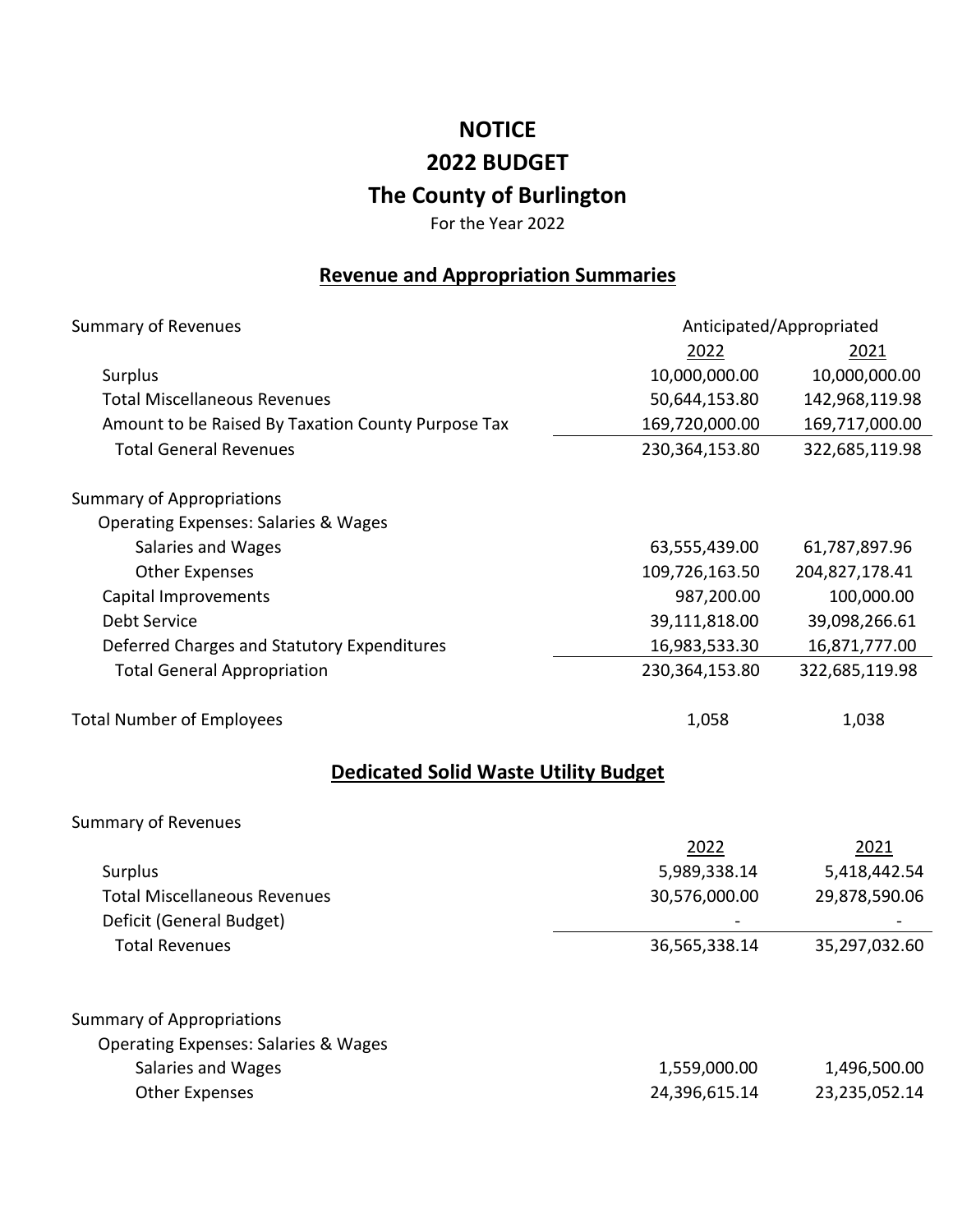# NOTICE

# 2022 BUDGET

# The County of Burlington

For the Year 2022

## Revenue and Appropriation Summaries

| Summary of Revenues | Anticipated/Appropriated | |
|---|---|---|
| | 2022 | 2021 |
| Surplus | 10,000,000.00 | 10,000,000.00 |
| Total Miscellaneous Revenues | 50,644,153.80 | 142,968,119.98 |
| Amount to be Raised By Taxation County Purpose Tax | 169,720,000.00 | 169,717,000.00 |
| Total General Revenues | 230,364,153.80 | 322,685,119.98 |

| Summary of Appropriations | 2022 | 2021 |
|---|---|---|
| Operating Expenses: Salaries & Wages | | |
| Salaries and Wages | 63,555,439.00 | 61,787,897.96 |
| Other Expenses | 109,726,163.50 | 204,827,178.41 |
| Capital Improvements | 987,200.00 | 100,000.00 |
| Debt Service | 39,111,818.00 | 39,098,266.61 |
| Deferred Charges and Statutory Expenditures | 16,983,533.30 | 16,871,777.00 |
| Total General Appropriation | 230,364,153.80 | 322,685,119.98 |
| | | |
| Total Number of Employees | 1,058 | 1,038 |

## Dedicated Solid Waste Utility Budget

| Summary of Revenues | 2022 | 2021 |
|---|---|---|
| Surplus | 5,989,338.14 | 5,418,442.54 |
| Total Miscellaneous Revenues | 30,576,000.00 | 29,878,590.06 |
| Deficit (General Budget) | - | - |
| Total Revenues | 36,565,338.14 | 35,297,032.60 |

| Summary of Appropriations | 2022 | 2021 |
|---|---|---|
| Operating Expenses: Salaries & Wages | | |
| Salaries and Wages | 1,559,000.00 | 1,496,500.00 |
| Other Expenses | 24,396,615.14 | 23,235,052.14 |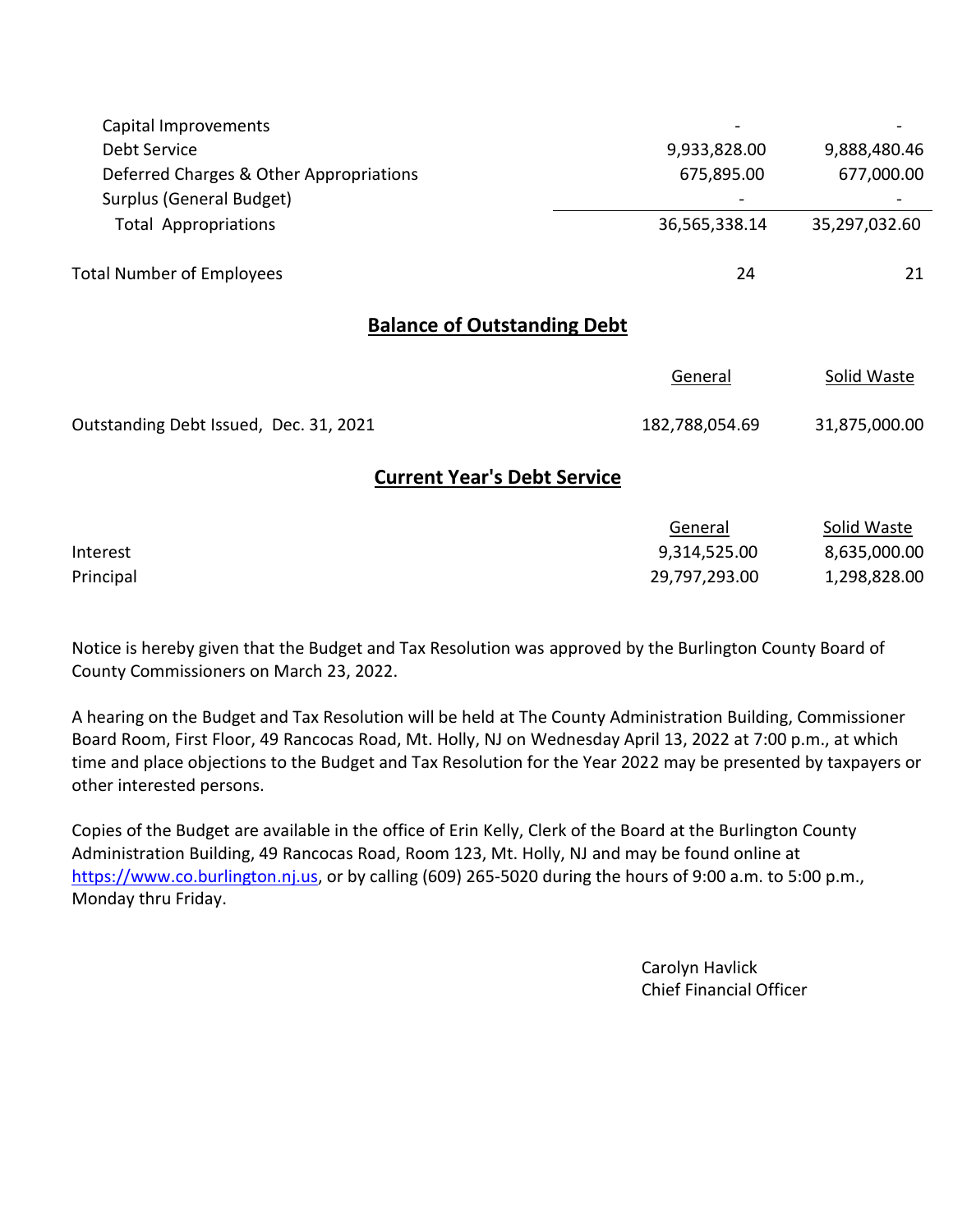| | | |
|---|---|---|
| Capital Improvements | - | - |
| Debt Service | 9,933,828.00 | 9,888,480.46 |
| Deferred Charges & Other Appropriations | 675,895.00 | 677,000.00 |
| Surplus (General Budget) | - | - |
| Total Appropriations | 36,565,338.14 | 35,297,032.60 |
| | | |
| Total Number of Employees | 24 | 21 |

## Balance of Outstanding Debt

| | General | Solid Waste |
|---|---|---|
| Outstanding Debt Issued, Dec. 31, 2021 | 182,788,054.69 | 31,875,000.00 |

## Current Year's Debt Service

| | General | Solid Waste |
|---|---|---|
| Interest | 9,314,525.00 | 8,635,000.00 |
| Principal | 29,797,293.00 | 1,298,828.00 |

Notice is hereby given that the Budget and Tax Resolution was approved by the Burlington County Board of County Commissioners on March 23, 2022.

A hearing on the Budget and Tax Resolution will be held at The County Administration Building, Commissioner Board Room, First Floor, 49 Rancocas Road, Mt. Holly, NJ on Wednesday April 13, 2022 at 7:00 p.m., at which time and place objections to the Budget and Tax Resolution for the Year 2022 may be presented by taxpayers or other interested persons.

Copies of the Budget are available in the office of Erin Kelly, Clerk of the Board at the Burlington County Administration Building, 49 Rancocas Road, Room 123, Mt. Holly, NJ and may be found online at https://www.co.burlington.nj.us, or by calling (609) 265-5020 during the hours of 9:00 a.m. to 5:00 p.m., Monday thru Friday.

Carolyn Havlick
Chief Financial Officer